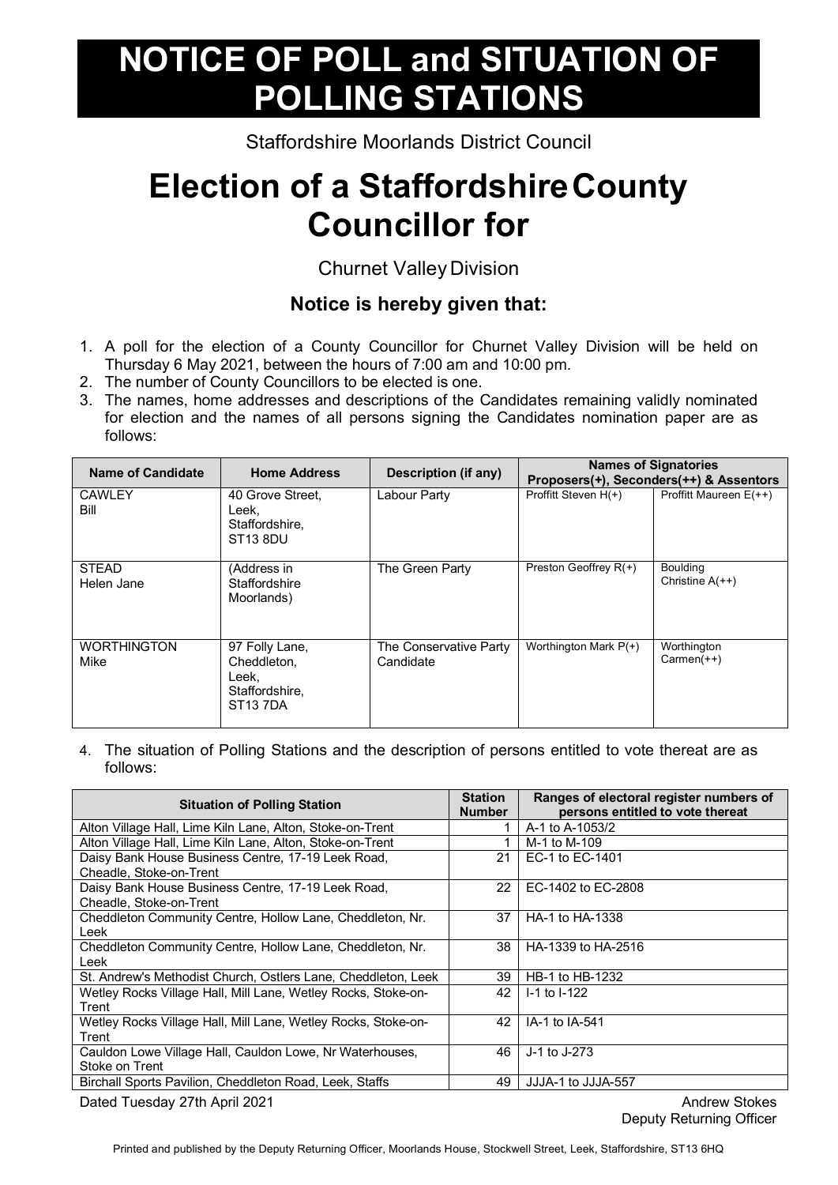# NOTICE OF POLL and SITUATION OF POLLING STATIONS

Staffordshire Moorlands District Council

# Election of a Staffordshire County Councillor for

Churnet Valley Division

### Notice is hereby given that:

1. A poll for the election of a County Councillor for Churnet Valley Division will be held on Thursday 6 May 2021, between the hours of 7:00 am and 10:00 pm.
2. The number of County Councillors to be elected is one.
3. The names, home addresses and descriptions of the Candidates remaining validly nominated for election and the names of all persons signing the Candidates nomination paper are as follows:

| Name of Candidate | Home Address | Description (if any) | Names of Signatories Proposers(+), Seconders(++) & Assentors | |
|---|---|---|---|---|
| CAWLEY Bill | 40 Grove Street, Leek, Staffordshire, ST13 8DU | Labour Party | Proffitt Steven H(+) | Proffitt Maureen E(++) |
| STEAD Helen Jane | (Address in Staffordshire Moorlands) | The Green Party | Preston Geoffrey R(+) | Boulding Christine A(++) |
| WORTHINGTON Mike | 97 Folly Lane, Cheddleton, Leek, Staffordshire, ST13 7DA | The Conservative Party Candidate | Worthington Mark P(+) | Worthington Carmen(++) |

4. The situation of Polling Stations and the description of persons entitled to vote thereat are as follows:

| Situation of Polling Station | Station Number | Ranges of electoral register numbers of persons entitled to vote thereat |
|---|---|---|
| Alton Village Hall, Lime Kiln Lane, Alton, Stoke-on-Trent | 1 | A-1 to A-1053/2 |
| Alton Village Hall, Lime Kiln Lane, Alton, Stoke-on-Trent | 1 | M-1 to M-109 |
| Daisy Bank House Business Centre, 17-19 Leek Road, Cheadle, Stoke-on-Trent | 21 | EC-1 to EC-1401 |
| Daisy Bank House Business Centre, 17-19 Leek Road, Cheadle, Stoke-on-Trent | 22 | EC-1402 to EC-2808 |
| Cheddleton Community Centre, Hollow Lane, Cheddleton, Nr. Leek | 37 | HA-1 to HA-1338 |
| Cheddleton Community Centre, Hollow Lane, Cheddleton, Nr. Leek | 38 | HA-1339 to HA-2516 |
| St. Andrew's Methodist Church, Ostlers Lane, Cheddleton, Leek | 39 | HB-1 to HB-1232 |
| Wetley Rocks Village Hall, Mill Lane, Wetley Rocks, Stoke-on-Trent | 42 | I-1 to I-122 |
| Wetley Rocks Village Hall, Mill Lane, Wetley Rocks, Stoke-on-Trent | 42 | IA-1 to IA-541 |
| Cauldon Lowe Village Hall, Cauldon Lowe, Nr Waterhouses, Stoke on Trent | 46 | J-1 to J-273 |
| Birchall Sports Pavilion, Cheddleton Road, Leek, Staffs | 49 | JJJA-1 to JJJA-557 |

Dated Tuesday 27th April 2021

Andrew Stokes
Deputy Returning Officer

Printed and published by the Deputy Returning Officer, Moorlands House, Stockwell Street, Leek, Staffordshire, ST13 6HQ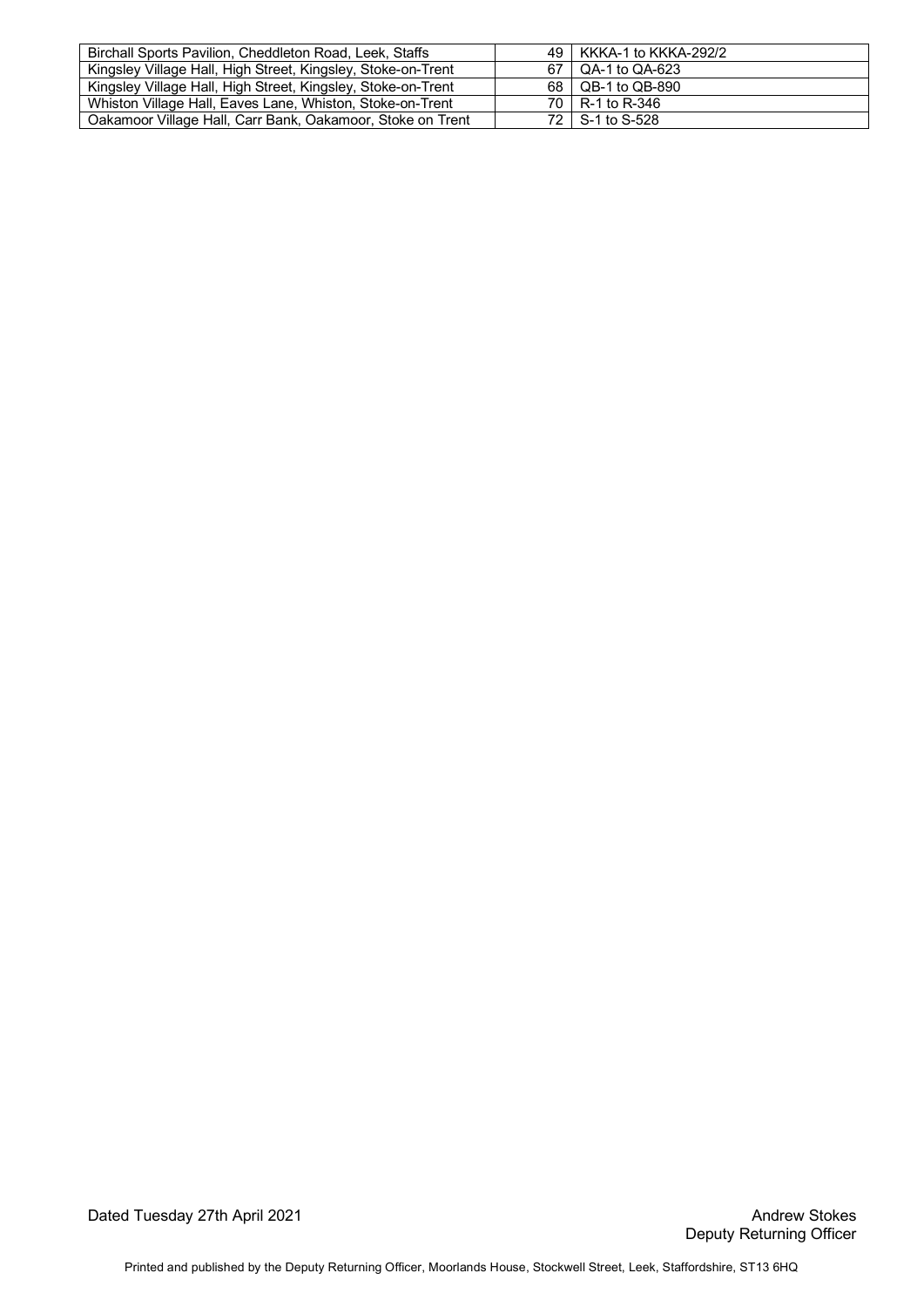| | | |
|---|---|---|
| Birchall Sports Pavilion, Cheddleton Road, Leek, Staffs | 49 | KKKA-1 to KKKA-292/2 |
| Kingsley Village Hall, High Street, Kingsley, Stoke-on-Trent | 67 | QA-1 to QA-623 |
| Kingsley Village Hall, High Street, Kingsley, Stoke-on-Trent | 68 | QB-1 to QB-890 |
| Whiston Village Hall, Eaves Lane, Whiston, Stoke-on-Trent | 70 | R-1 to R-346 |
| Oakamoor Village Hall, Carr Bank, Oakamoor, Stoke on Trent | 72 | S-1 to S-528 |

Dated Tuesday 27th April 2021

Andrew Stokes
Deputy Returning Officer

Printed and published by the Deputy Returning Officer, Moorlands House, Stockwell Street, Leek, Staffordshire, ST13 6HQ